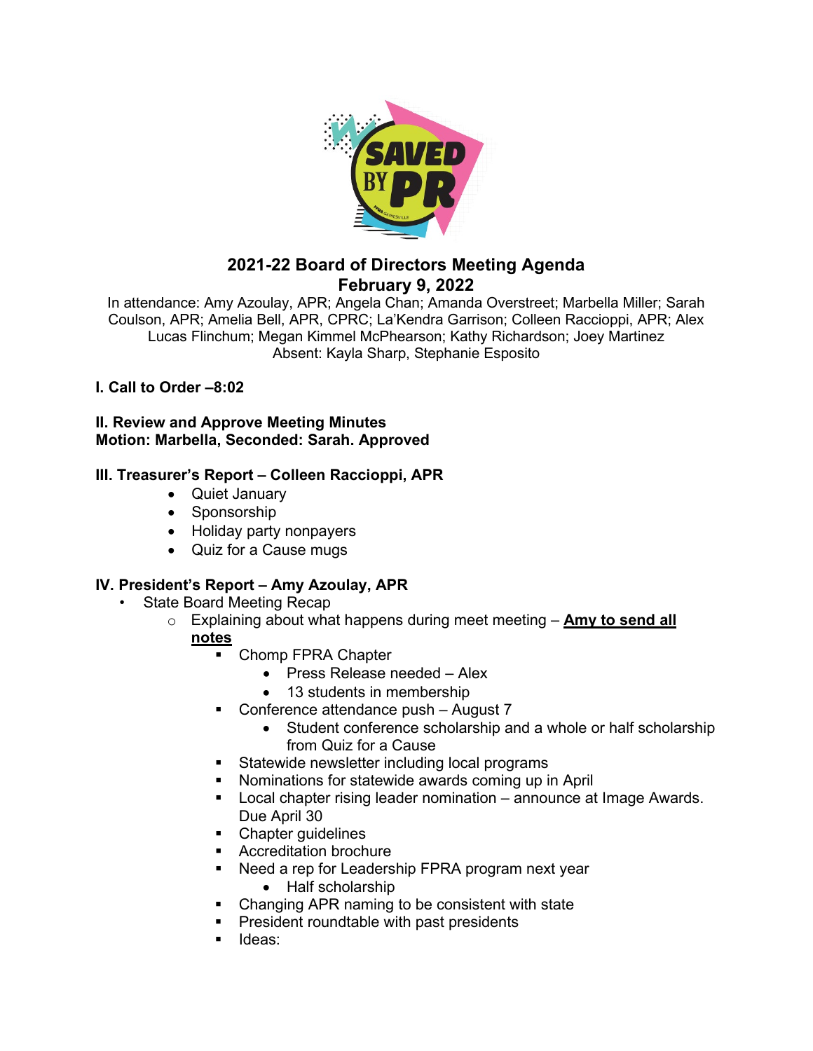# 2021-22 Board of Directors Meeting Agenda
## February 9, 2022

In attendance: Amy Azoulay, APR; Angela Chan; Amanda Overstreet; Marbella Miller; Sarah Coulson, APR; Amelia Bell, APR, CPRC; La'Kendra Garrison; Colleen Raccioppi, APR; Alex Lucas Flinchum; Megan Kimmel McPhearson; Kathy Richardson; Joey Martinez
Absent: Kayla Sharp, Stephanie Esposito

**I. Call to Order –8:02**

**II. Review and Approve Meeting Minutes**
**Motion: Marbella, Seconded: Sarah. Approved**

**III. Treasurer's Report – Colleen Raccioppi, APR**

- Quiet January
- Sponsorship
- Holiday party nonpayers
- Quiz for a Cause mugs

**IV. President's Report – Amy Azoulay, APR**

- State Board Meeting Recap
  - Explaining about what happens during meet meeting – **Amy to send all notes**
    - Chomp FPRA Chapter
      - Press Release needed – Alex
      - 13 students in membership
    - Conference attendance push – August 7
      - Student conference scholarship and a whole or half scholarship from Quiz for a Cause
    - Statewide newsletter including local programs
    - Nominations for statewide awards coming up in April
    - Local chapter rising leader nomination – announce at Image Awards. Due April 30
    - Chapter guidelines
    - Accreditation brochure
    - Need a rep for Leadership FPRA program next year
      - Half scholarship
    - Changing APR naming to be consistent with state
    - President roundtable with past presidents
    - Ideas: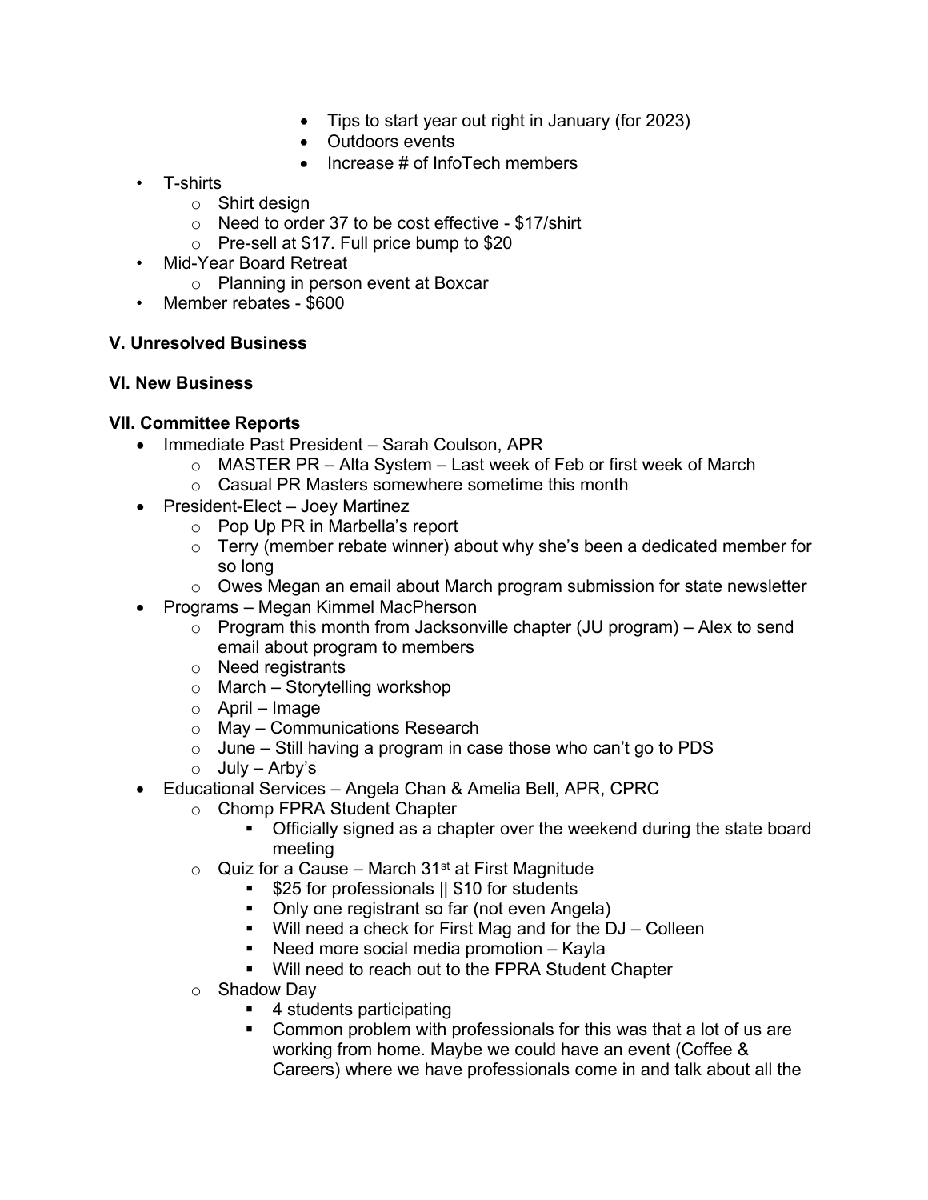- Tips to start year out right in January (for 2023)
        - Outdoors events
        - Increase # of InfoTech members
- T-shirts
    - Shirt design
    - Need to order 37 to be cost effective - $17/shirt
    - Pre-sell at $17. Full price bump to $20
- Mid-Year Board Retreat
    - Planning in person event at Boxcar
- Member rebates - $600

### V. Unresolved Business

### VI. New Business

### VII. Committee Reports

- Immediate Past President – Sarah Coulson, APR
    - MASTER PR – Alta System – Last week of Feb or first week of March
    - Casual PR Masters somewhere sometime this month
- President-Elect – Joey Martinez
    - Pop Up PR in Marbella's report
    - Terry (member rebate winner) about why she's been a dedicated member for so long
    - Owes Megan an email about March program submission for state newsletter
- Programs – Megan Kimmel MacPherson
    - Program this month from Jacksonville chapter (JU program) – Alex to send email about program to members
    - Need registrants
    - March – Storytelling workshop
    - April – Image
    - May – Communications Research
    - June – Still having a program in case those who can't go to PDS
    - July – Arby's
- Educational Services – Angela Chan & Amelia Bell, APR, CPRC
    - Chomp FPRA Student Chapter
        - Officially signed as a chapter over the weekend during the state board meeting
    - Quiz for a Cause – March 31st at First Magnitude
        - $25 for professionals || $10 for students
        - Only one registrant so far (not even Angela)
        - Will need a check for First Mag and for the DJ – Colleen
        - Need more social media promotion – Kayla
        - Will need to reach out to the FPRA Student Chapter
    - Shadow Day
        - 4 students participating
        - Common problem with professionals for this was that a lot of us are working from home. Maybe we could have an event (Coffee & Careers) where we have professionals come in and talk about all the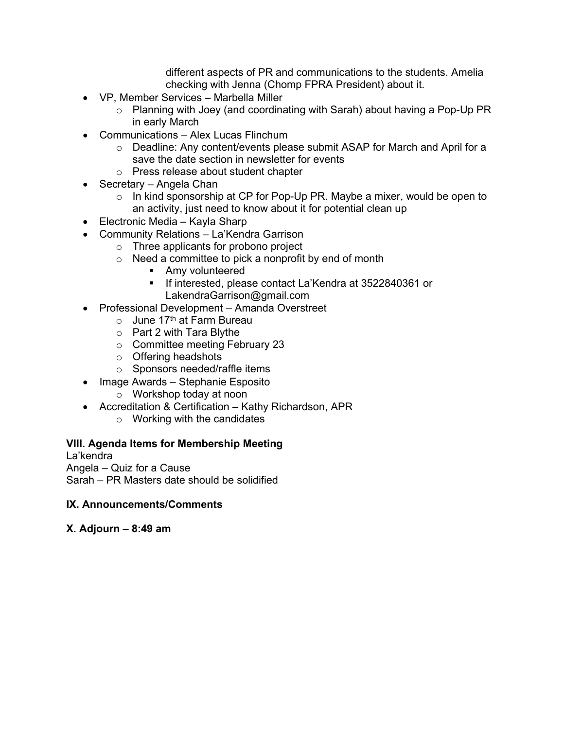different aspects of PR and communications to the students. Amelia checking with Jenna (Chomp FPRA President) about it.

- VP, Member Services – Marbella Miller
  - Planning with Joey (and coordinating with Sarah) about having a Pop-Up PR in early March
- Communications – Alex Lucas Flinchum
  - Deadline: Any content/events please submit ASAP for March and April for a save the date section in newsletter for events
  - Press release about student chapter
- Secretary – Angela Chan
  - In kind sponsorship at CP for Pop-Up PR. Maybe a mixer, would be open to an activity, just need to know about it for potential clean up
- Electronic Media – Kayla Sharp
- Community Relations – La'Kendra Garrison
  - Three applicants for probono project
  - Need a committee to pick a nonprofit by end of month
    - Amy volunteered
    - If interested, please contact La'Kendra at 3522840361 or LakendraGarrison@gmail.com
- Professional Development – Amanda Overstreet
  - June 17th at Farm Bureau
  - Part 2 with Tara Blythe
  - Committee meeting February 23
  - Offering headshots
  - Sponsors needed/raffle items
- Image Awards – Stephanie Esposito
  - Workshop today at noon
- Accreditation & Certification – Kathy Richardson, APR
  - Working with the candidates

**VIII. Agenda Items for Membership Meeting**

La'kendra
Angela – Quiz for a Cause
Sarah – PR Masters date should be solidified

**IX. Announcements/Comments**

**X. Adjourn – 8:49 am**